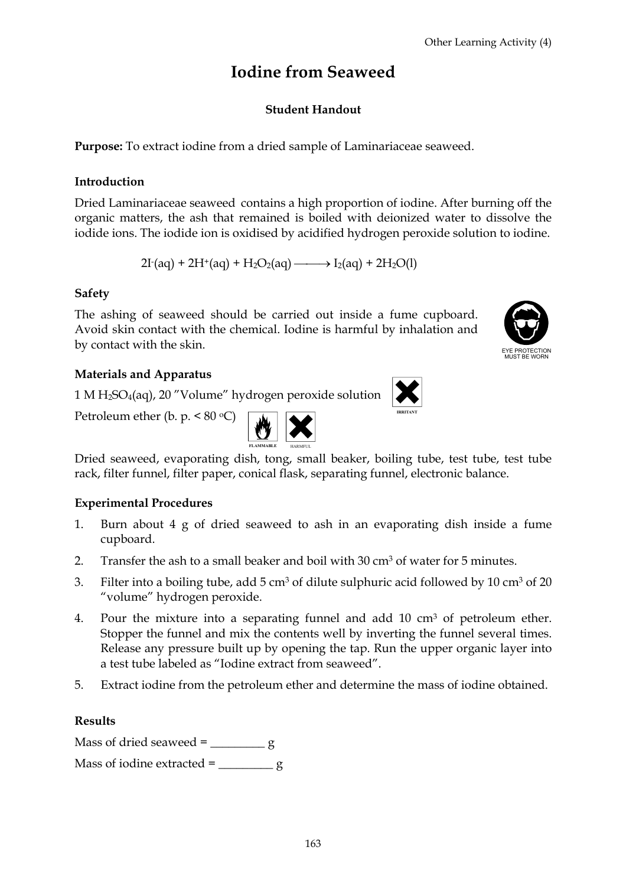# Iodine from Seaweed

### Student Handout

**Purpose:** To extract iodine from a dried sample of Laminariaceae seaweed.

### Introduction

Dried Laminariaceae seaweed contains a high proportion of iodine. After burning off the organic matters, the ash that remained is boiled with deionized water to dissolve the iodide ions. The iodide ion is oxidised by acidified hydrogen peroxide solution to iodine.

$$2I^-(aq) + 2H^+(aq) + H_2O_2(aq) \longrightarrow I_2(aq) + 2H_2O(l)$$

### Safety

The ashing of seaweed should be carried out inside a fume cupboard. Avoid skin contact with the chemical. Iodine is harmful by inhalation and by contact with the skin.

EYE PROTECTION MUST BE WORN

### Materials and Apparatus

1 M $H_2SO_4$(aq), 20 "Volume" hydrogen peroxide solution

IRRITANT

Petroleum ether (b. p. < 80 °C)

FLAMMABLE HARMFUL

Dried seaweed, evaporating dish, tong, small beaker, boiling tube, test tube, test tube rack, filter funnel, filter paper, conical flask, separating funnel, electronic balance.

### Experimental Procedures

1. Burn about 4 g of dried seaweed to ash in an evaporating dish inside a fume cupboard.
2. Transfer the ash to a small beaker and boil with 30 $cm^3$ of water for 5 minutes.
3. Filter into a boiling tube, add 5 $cm^3$ of dilute sulphuric acid followed by 10 $cm^3$ of 20 "volume" hydrogen peroxide.
4. Pour the mixture into a separating funnel and add 10 $cm^3$ of petroleum ether. Stopper the funnel and mix the contents well by inverting the funnel several times. Release any pressure built up by opening the tap. Run the upper organic layer into a test tube labeled as "Iodine extract from seaweed".
5. Extract iodine from the petroleum ether and determine the mass of iodine obtained.

### Results

Mass of dried seaweed = _________ g

Mass of iodine extracted = _________ g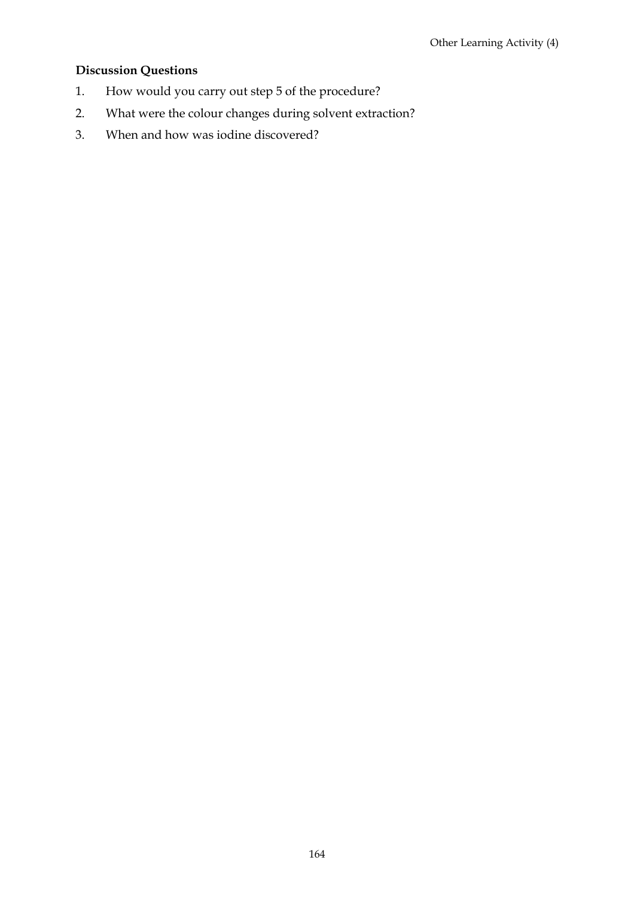**Discussion Questions**

1. How would you carry out step 5 of the procedure?
2. What were the colour changes during solvent extraction?
3. When and how was iodine discovered?